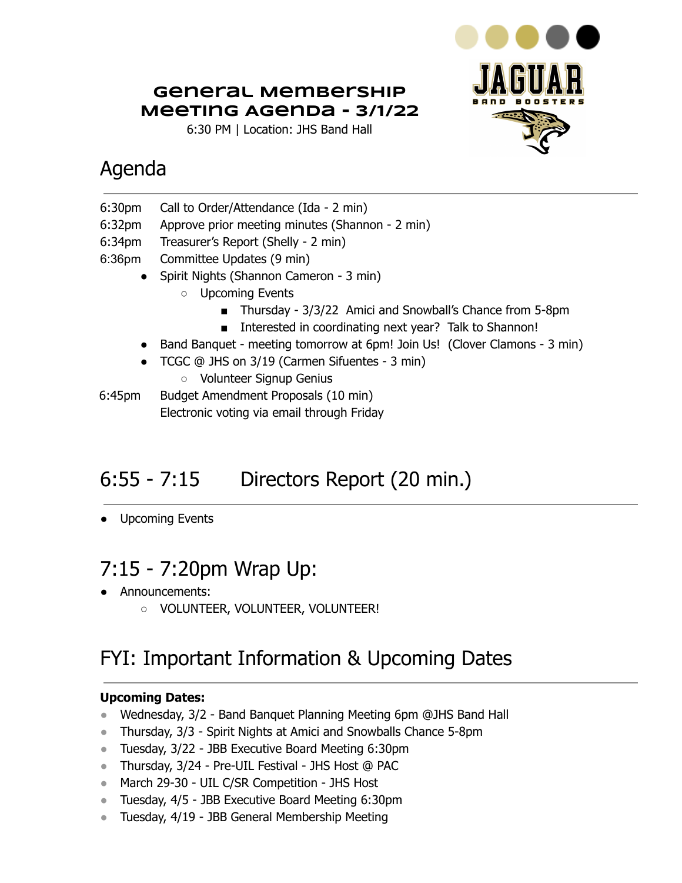# General Membership Meeting Agenda - 3/1/22

6:30 PM | Location: JHS Band Hall

JAGUAR BAND BOOSTERS

## Agenda

6:30pm Call to Order/Attendance (Ida - 2 min)
6:32pm Approve prior meeting minutes (Shannon - 2 min)
6:34pm Treasurer's Report (Shelly - 2 min)
6:36pm Committee Updates (9 min)

- Spirit Nights (Shannon Cameron - 3 min)
  - Upcoming Events
    - Thursday - 3/3/22 Amici and Snowball's Chance from 5-8pm
    - Interested in coordinating next year? Talk to Shannon!
- Band Banquet - meeting tomorrow at 6pm! Join Us! (Clover Clamons - 3 min)
- TCGC @ JHS on 3/19 (Carmen Sifuentes - 3 min)
  - Volunteer Signup Genius

6:45pm Budget Amendment Proposals (10 min)
Electronic voting via email through Friday

## 6:55 - 7:15 Directors Report (20 min.)

- Upcoming Events

## 7:15 - 7:20pm Wrap Up:

- Announcements:
  - VOLUNTEER, VOLUNTEER, VOLUNTEER!

## FYI: Important Information & Upcoming Dates

**Upcoming Dates:**

- Wednesday, 3/2 - Band Banquet Planning Meeting 6pm @JHS Band Hall
- Thursday, 3/3 - Spirit Nights at Amici and Snowballs Chance 5-8pm
- Tuesday, 3/22 - JBB Executive Board Meeting 6:30pm
- Thursday, 3/24 - Pre-UIL Festival - JHS Host @ PAC
- March 29-30 - UIL C/SR Competition - JHS Host
- Tuesday, 4/5 - JBB Executive Board Meeting 6:30pm
- Tuesday, 4/19 - JBB General Membership Meeting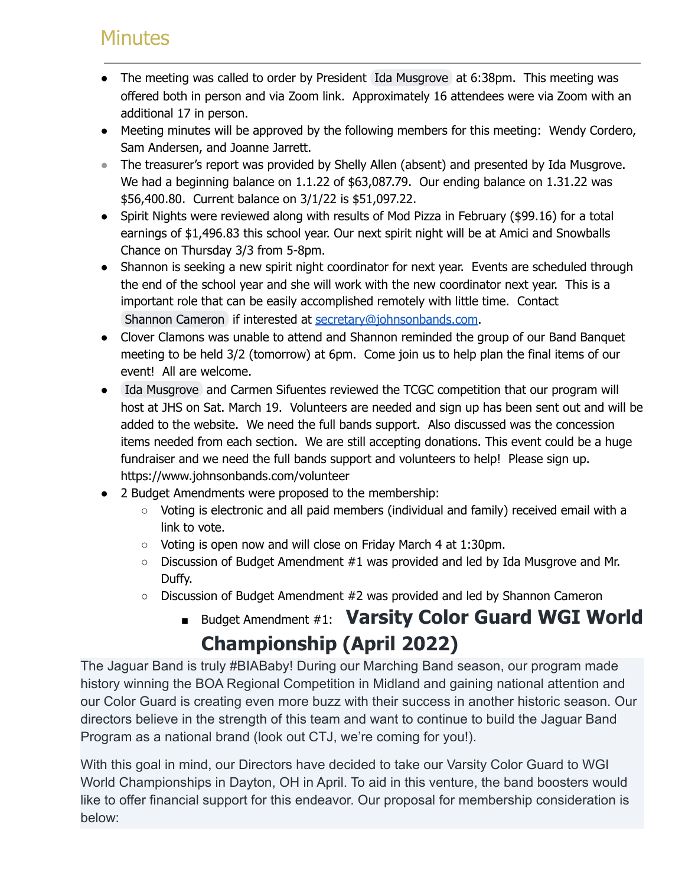## Minutes

- The meeting was called to order by President Ida Musgrove at 6:38pm. This meeting was offered both in person and via Zoom link. Approximately 16 attendees were via Zoom with an additional 17 in person.
- Meeting minutes will be approved by the following members for this meeting: Wendy Cordero, Sam Andersen, and Joanne Jarrett.
- The treasurer's report was provided by Shelly Allen (absent) and presented by Ida Musgrove. We had a beginning balance on 1.1.22 of $63,087.79. Our ending balance on 1.31.22 was $56,400.80. Current balance on 3/1/22 is $51,097.22.
- Spirit Nights were reviewed along with results of Mod Pizza in February ($99.16) for a total earnings of $1,496.83 this school year. Our next spirit night will be at Amici and Snowballs Chance on Thursday 3/3 from 5-8pm.
- Shannon is seeking a new spirit night coordinator for next year. Events are scheduled through the end of the school year and she will work with the new coordinator next year. This is a important role that can be easily accomplished remotely with little time. Contact Shannon Cameron if interested at secretary@johnsonbands.com.
- Clover Clamons was unable to attend and Shannon reminded the group of our Band Banquet meeting to be held 3/2 (tomorrow) at 6pm. Come join us to help plan the final items of our event! All are welcome.
- Ida Musgrove and Carmen Sifuentes reviewed the TCGC competition that our program will host at JHS on Sat. March 19. Volunteers are needed and sign up has been sent out and will be added to the website. We need the full bands support. Also discussed was the concession items needed from each section. We are still accepting donations. This event could be a huge fundraiser and we need the full bands support and volunteers to help! Please sign up. https://www.johnsonbands.com/volunteer
- 2 Budget Amendments were proposed to the membership:
  - Voting is electronic and all paid members (individual and family) received email with a link to vote.
  - Voting is open now and will close on Friday March 4 at 1:30pm.
  - Discussion of Budget Amendment #1 was provided and led by Ida Musgrove and Mr. Duffy.
  - Discussion of Budget Amendment #2 was provided and led by Shannon Cameron
    - Budget Amendment #1: **Varsity Color Guard WGI World Championship (April 2022)**

The Jaguar Band is truly #BIABaby! During our Marching Band season, our program made history winning the BOA Regional Competition in Midland and gaining national attention and our Color Guard is creating even more buzz with their success in another historic season. Our directors believe in the strength of this team and want to continue to build the Jaguar Band Program as a national brand (look out CTJ, we're coming for you!).

With this goal in mind, our Directors have decided to take our Varsity Color Guard to WGI World Championships in Dayton, OH in April. To aid in this venture, the band boosters would like to offer financial support for this endeavor. Our proposal for membership consideration is below: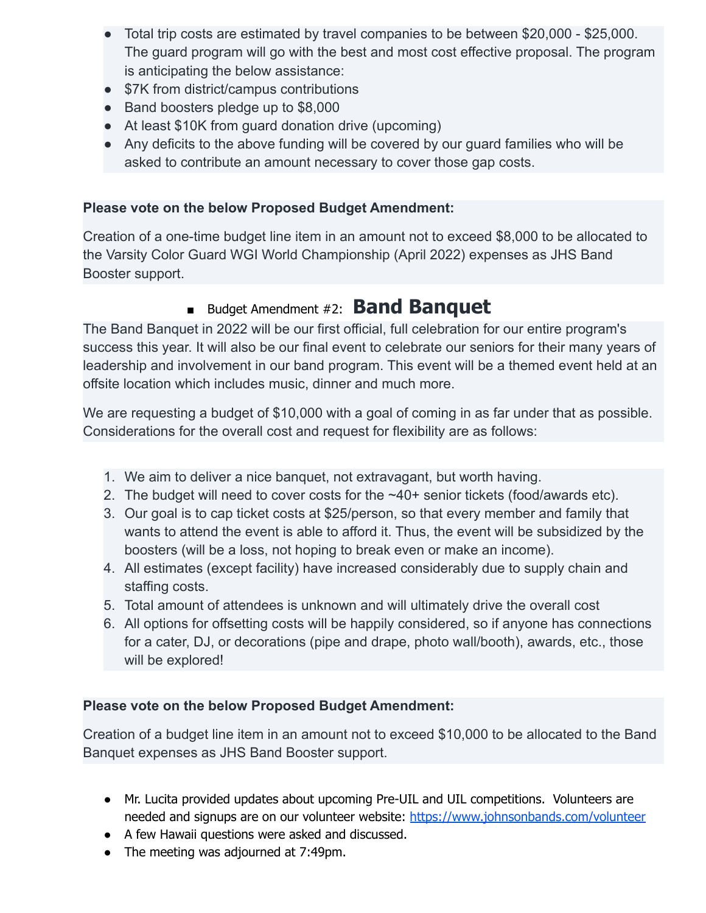- Total trip costs are estimated by travel companies to be between $20,000 - $25,000. The guard program will go with the best and most cost effective proposal. The program is anticipating the below assistance:
- $7K from district/campus contributions
- Band boosters pledge up to $8,000
- At least $10K from guard donation drive (upcoming)
- Any deficits to the above funding will be covered by our guard families who will be asked to contribute an amount necessary to cover those gap costs.

**Please vote on the below Proposed Budget Amendment:**

Creation of a one-time budget line item in an amount not to exceed $8,000 to be allocated to the Varsity Color Guard WGI World Championship (April 2022) expenses as JHS Band Booster support.

- Budget Amendment #2: **Band Banquet**

The Band Banquet in 2022 will be our first official, full celebration for our entire program's success this year. It will also be our final event to celebrate our seniors for their many years of leadership and involvement in our band program. This event will be a themed event held at an offsite location which includes music, dinner and much more.

We are requesting a budget of $10,000 with a goal of coming in as far under that as possible. Considerations for the overall cost and request for flexibility are as follows:

1. We aim to deliver a nice banquet, not extravagant, but worth having.
2. The budget will need to cover costs for the ~40+ senior tickets (food/awards etc).
3. Our goal is to cap ticket costs at $25/person, so that every member and family that wants to attend the event is able to afford it. Thus, the event will be subsidized by the boosters (will be a loss, not hoping to break even or make an income).
4. All estimates (except facility) have increased considerably due to supply chain and staffing costs.
5. Total amount of attendees is unknown and will ultimately drive the overall cost
6. All options for offsetting costs will be happily considered, so if anyone has connections for a cater, DJ, or decorations (pipe and drape, photo wall/booth), awards, etc., those will be explored!

**Please vote on the below Proposed Budget Amendment:**

Creation of a budget line item in an amount not to exceed $10,000 to be allocated to the Band Banquet expenses as JHS Band Booster support.

- Mr. Lucita provided updates about upcoming Pre-UIL and UIL competitions. Volunteers are needed and signups are on our volunteer website: https://www.johnsonbands.com/volunteer
- A few Hawaii questions were asked and discussed.
- The meeting was adjourned at 7:49pm.